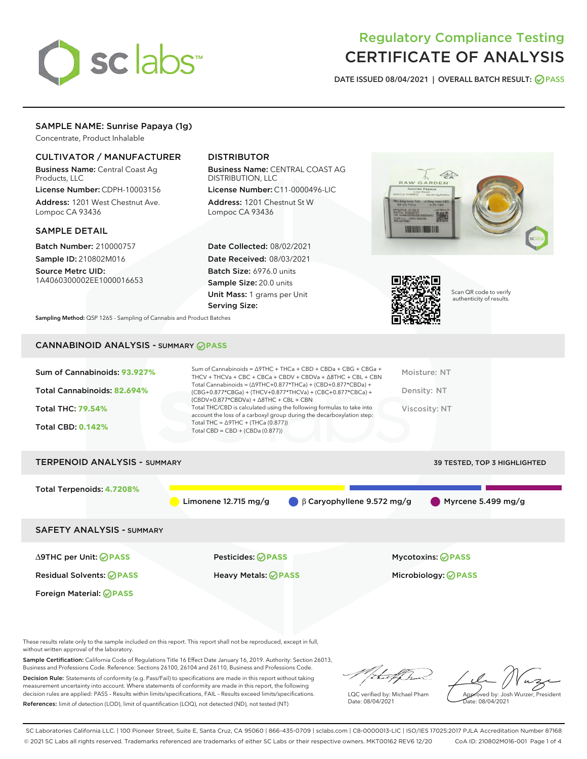# Regulatory Compliance Testing
# CERTIFICATE OF ANALYSIS

DATE ISSUED 08/04/2021 | OVERALL BATCH RESULT: PASS

## SAMPLE NAME: Sunrise Papaya (1g)

Concentrate, Product Inhalable

### CULTIVATOR / MANUFACTURER

**Business Name:** Central Coast Ag Products, LLC

**License Number:** CDPH-10003156

**Address:** 1201 West Chestnut Ave. Lompoc CA 93436

### DISTRIBUTOR

**Business Name:** CENTRAL COAST AG DISTRIBUTION, LLC

**License Number:** C11-0000496-LIC

**Address:** 1201 Chestnut St W Lompoc CA 93436

### SAMPLE DETAIL

**Batch Number:** 210000757

**Sample ID:** 210802M016

**Source Metrc UID:** 1A4060300002EE1000016653

**Date Collected:** 08/02/2021

**Date Received:** 08/03/2021

**Batch Size:** 6976.0 units

**Sample Size:** 20.0 units

**Unit Mass:** 1 grams per Unit

**Serving Size:**

Scan QR code to verify authenticity of results.

**Sampling Method:** QSP 1265 - Sampling of Cannabis and Product Batches

## CANNABINOID ANALYSIS - SUMMARY PASS

**Sum of Cannabinoids: 93.927%**

**Total Cannabinoids: 82.694%**

**Total THC: 79.54%**

**Total CBD: 0.142%**

Sum of Cannabinoids = Δ9THC + THCa + CBD + CBDa + CBG + CBGa + THCV + THCVa + CBC + CBCa + CBDV + CBDVa + Δ8THC + CBL + CBN

Total Cannabinoids = (Δ9THC+0.877*THCa) + (CBD+0.877*CBDa) + (CBG+0.877*CBGa) + (THCV+0.877*THCVa) + (CBC+0.877*CBCa) + (CBDV+0.877*CBDVa) + Δ8THC + CBL + CBN

Total THC/CBD is calculated using the following formulas to take into account the loss of a carboxyl group during the decarboxylation step:

Total THC = Δ9THC + (THCa (0.877))

Total CBD = CBD + (CBDa (0.877))

Moisture: NT

Density: NT

Viscosity: NT

## TERPENOID ANALYSIS - SUMMARY

39 TESTED, TOP 3 HIGHLIGHTED

**Total Terpenoids: 4.7208%**

Limonene 12.715 mg/g | β Caryophyllene 9.572 mg/g | Myrcene 5.499 mg/g

## SAFETY ANALYSIS - SUMMARY

| | | |
|---|---|---|
| Δ9THC per Unit: PASS | Pesticides: PASS | Mycotoxins: PASS |
| Residual Solvents: PASS | Heavy Metals: PASS | Microbiology: PASS |
| Foreign Material: PASS | | |

These results relate only to the sample included on this report. This report shall not be reproduced, except in full, without written approval of the laboratory.

**Sample Certification:** California Code of Regulations Title 16 Effect Date January 16, 2019. Authority: Section 26013, Business and Professions Code. Reference: Sections 26100, 26104 and 26110, Business and Professions Code.

**Decision Rule:** Statements of conformity (e.g. Pass/Fail) to specifications are made in this report without taking measurement uncertainty into account. Where statements of conformity are made in this report, the following decision rules are applied: PASS – Results within limits/specifications, FAIL – Results exceed limits/specifications.

**References:** limit of detection (LOD), limit of quantification (LOQ), not detected (ND), not tested (NT)

LQC verified by: Michael Pham
Date: 08/04/2021

Approved by: Josh Wurzer, President
Date: 08/04/2021

SC Laboratories California LLC. | 100 Pioneer Street, Suite E, Santa Cruz, CA 95060 | 866-435-0709 | sclabs.com | C8-0000013-LIC | ISO/IES 17025:2017 PJLA Accreditation Number 87168
© 2021 SC Labs all rights reserved. Trademarks referenced are trademarks of either SC Labs or their respective owners. MKT00162 REV6 12/20 CoA ID: 210802M016-001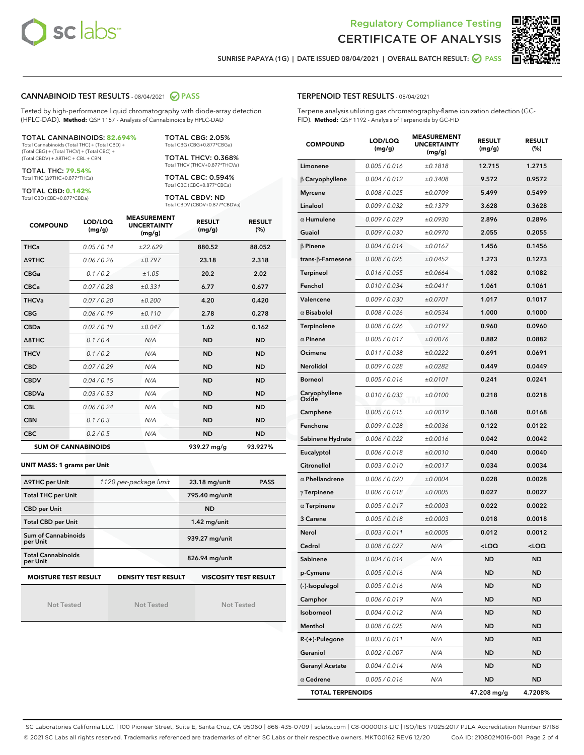Regulatory Compliance Testing
# CERTIFICATE OF ANALYSIS

SUNRISE PAPAYA (1G) | DATE ISSUED 08/04/2021 | OVERALL BATCH RESULT: PASS

## CANNABINOID TEST RESULTS - 08/04/2021 PASS

Tested by high-performance liquid chromatography with diode-array detection (HPLC-DAD). **Method:** QSP 1157 - Analysis of Cannabinoids by HPLC-DAD

**TOTAL CANNABINOIDS: 82.694%**
Total Cannabinoids (Total THC) + (Total CBD) + (Total CBG) + (Total THCV) + (Total CBC) + (Total CBDV) + Δ8THC + CBL + CBN

**TOTAL THC: 79.54%**
Total THC (Δ9THC+0.877*THCa)

**TOTAL CBD: 0.142%**
Total CBD (CBD+0.877*CBDa)

**TOTAL CBG: 2.05%**
Total CBG (CBG+0.877*CBGa)

**TOTAL THCV: 0.368%**
Total THCV (THCV+0.877*THCVa)

**TOTAL CBC: 0.594%**
Total CBC (CBC+0.877*CBCa)

**TOTAL CBDV: ND**
Total CBDV (CBDV+0.877*CBDVa)

| COMPOUND | LOD/LOQ (mg/g) | MEASUREMENT UNCERTAINTY (mg/g) | RESULT (mg/g) | RESULT (%) |
|---|---|---|---|---|
| THCa | 0.05 / 0.14 | ±22.629 | 880.52 | 88.052 |
| Δ9THC | 0.06 / 0.26 | ±0.797 | 23.18 | 2.318 |
| CBGa | 0.1 / 0.2 | ±1.05 | 20.2 | 2.02 |
| CBCa | 0.07 / 0.28 | ±0.331 | 6.77 | 0.677 |
| THCVa | 0.07 / 0.20 | ±0.200 | 4.20 | 0.420 |
| CBG | 0.06 / 0.19 | ±0.110 | 2.78 | 0.278 |
| CBDa | 0.02 / 0.19 | ±0.047 | 1.62 | 0.162 |
| Δ8THC | 0.1 / 0.4 | N/A | ND | ND |
| THCV | 0.1 / 0.2 | N/A | ND | ND |
| CBD | 0.07 / 0.29 | N/A | ND | ND |
| CBDV | 0.04 / 0.15 | N/A | ND | ND |
| CBDVa | 0.03 / 0.53 | N/A | ND | ND |
| CBL | 0.06 / 0.24 | N/A | ND | ND |
| CBN | 0.1 / 0.3 | N/A | ND | ND |
| CBC | 0.2 / 0.5 | N/A | ND | ND |
| **SUM OF CANNABINOIDS** | | | 939.27 mg/g | 93.927% |

**UNIT MASS: 1 grams per Unit**

| Δ9THC per Unit | 1120 per-package limit | 23.18 mg/unit | PASS |
|---|---|---|---|
| Total THC per Unit | | 795.40 mg/unit | |
| CBD per Unit | | ND | |
| Total CBD per Unit | | 1.42 mg/unit | |
| Sum of Cannabinoids per Unit | | 939.27 mg/unit | |
| Total Cannabinoids per Unit | | 826.94 mg/unit | |

| MOISTURE TEST RESULT | DENSITY TEST RESULT | VISCOSITY TEST RESULT |
|---|---|---|
| Not Tested | Not Tested | Not Tested |

## TERPENOID TEST RESULTS - 08/04/2021

Terpene analysis utilizing gas chromatography-flame ionization detection (GC-FID). **Method:** QSP 1192 - Analysis of Terpenoids by GC-FID

| COMPOUND | LOD/LOQ (mg/g) | MEASUREMENT UNCERTAINTY (mg/g) | RESULT (mg/g) | RESULT (%) |
|---|---|---|---|---|
| Limonene | 0.005 / 0.016 | ±0.1818 | 12.715 | 1.2715 |
| β Caryophyllene | 0.004 / 0.012 | ±0.3408 | 9.572 | 0.9572 |
| Myrcene | 0.008 / 0.025 | ±0.0709 | 5.499 | 0.5499 |
| Linalool | 0.009 / 0.032 | ±0.1379 | 3.628 | 0.3628 |
| α Humulene | 0.009 / 0.029 | ±0.0930 | 2.896 | 0.2896 |
| Guaiol | 0.009 / 0.030 | ±0.0970 | 2.055 | 0.2055 |
| β Pinene | 0.004 / 0.014 | ±0.0167 | 1.456 | 0.1456 |
| trans-β-Farnesene | 0.008 / 0.025 | ±0.0452 | 1.273 | 0.1273 |
| Terpineol | 0.016 / 0.055 | ±0.0664 | 1.082 | 0.1082 |
| Fenchol | 0.010 / 0.034 | ±0.0411 | 1.061 | 0.1061 |
| Valencene | 0.009 / 0.030 | ±0.0701 | 1.017 | 0.1017 |
| α Bisabolol | 0.008 / 0.026 | ±0.0534 | 1.000 | 0.1000 |
| Terpinolene | 0.008 / 0.026 | ±0.0197 | 0.960 | 0.0960 |
| α Pinene | 0.005 / 0.017 | ±0.0076 | 0.882 | 0.0882 |
| Ocimene | 0.011 / 0.038 | ±0.0222 | 0.691 | 0.0691 |
| Nerolidol | 0.009 / 0.028 | ±0.0282 | 0.449 | 0.0449 |
| Borneol | 0.005 / 0.016 | ±0.0101 | 0.241 | 0.0241 |
| Caryophyllene Oxide | 0.010 / 0.033 | ±0.0100 | 0.218 | 0.0218 |
| Camphene | 0.005 / 0.015 | ±0.0019 | 0.168 | 0.0168 |
| Fenchone | 0.009 / 0.028 | ±0.0036 | 0.122 | 0.0122 |
| Sabinene Hydrate | 0.006 / 0.022 | ±0.0016 | 0.042 | 0.0042 |
| Eucalyptol | 0.006 / 0.018 | ±0.0010 | 0.040 | 0.0040 |
| Citronellol | 0.003 / 0.010 | ±0.0017 | 0.034 | 0.0034 |
| α Phellandrene | 0.006 / 0.020 | ±0.0004 | 0.028 | 0.0028 |
| γ Terpinene | 0.006 / 0.018 | ±0.0005 | 0.027 | 0.0027 |
| α Terpinene | 0.005 / 0.017 | ±0.0003 | 0.022 | 0.0022 |
| 3 Carene | 0.005 / 0.018 | ±0.0003 | 0.018 | 0.0018 |
| Nerol | 0.003 / 0.011 | ±0.0005 | 0.012 | 0.0012 |
| Cedrol | 0.008 / 0.027 | N/A | <LOQ | <LOQ |
| Sabinene | 0.004 / 0.014 | N/A | ND | ND |
| p-Cymene | 0.005 / 0.016 | N/A | ND | ND |
| (-)-Isopulegol | 0.005 / 0.016 | N/A | ND | ND |
| Camphor | 0.006 / 0.019 | N/A | ND | ND |
| Isoborneol | 0.004 / 0.012 | N/A | ND | ND |
| Menthol | 0.008 / 0.025 | N/A | ND | ND |
| R-(+)-Pulegone | 0.003 / 0.011 | N/A | ND | ND |
| Geraniol | 0.002 / 0.007 | N/A | ND | ND |
| Geranyl Acetate | 0.004 / 0.014 | N/A | ND | ND |
| α Cedrene | 0.005 / 0.016 | N/A | ND | ND |
| **TOTAL TERPENOIDS** | | | 47.208 mg/g | 4.7208% |

SC Laboratories California LLC. | 100 Pioneer Street, Suite E, Santa Cruz, CA 95060 | 866-435-0709 | sclabs.com | C8-0000013-LIC | ISO/IES 17025:2017 PJLA Accreditation Number 87168
© 2021 SC Labs all rights reserved. Trademarks referenced are trademarks of either SC Labs or their respective owners. MKT00162 REV6 12/20 CoA ID: 210802M016-001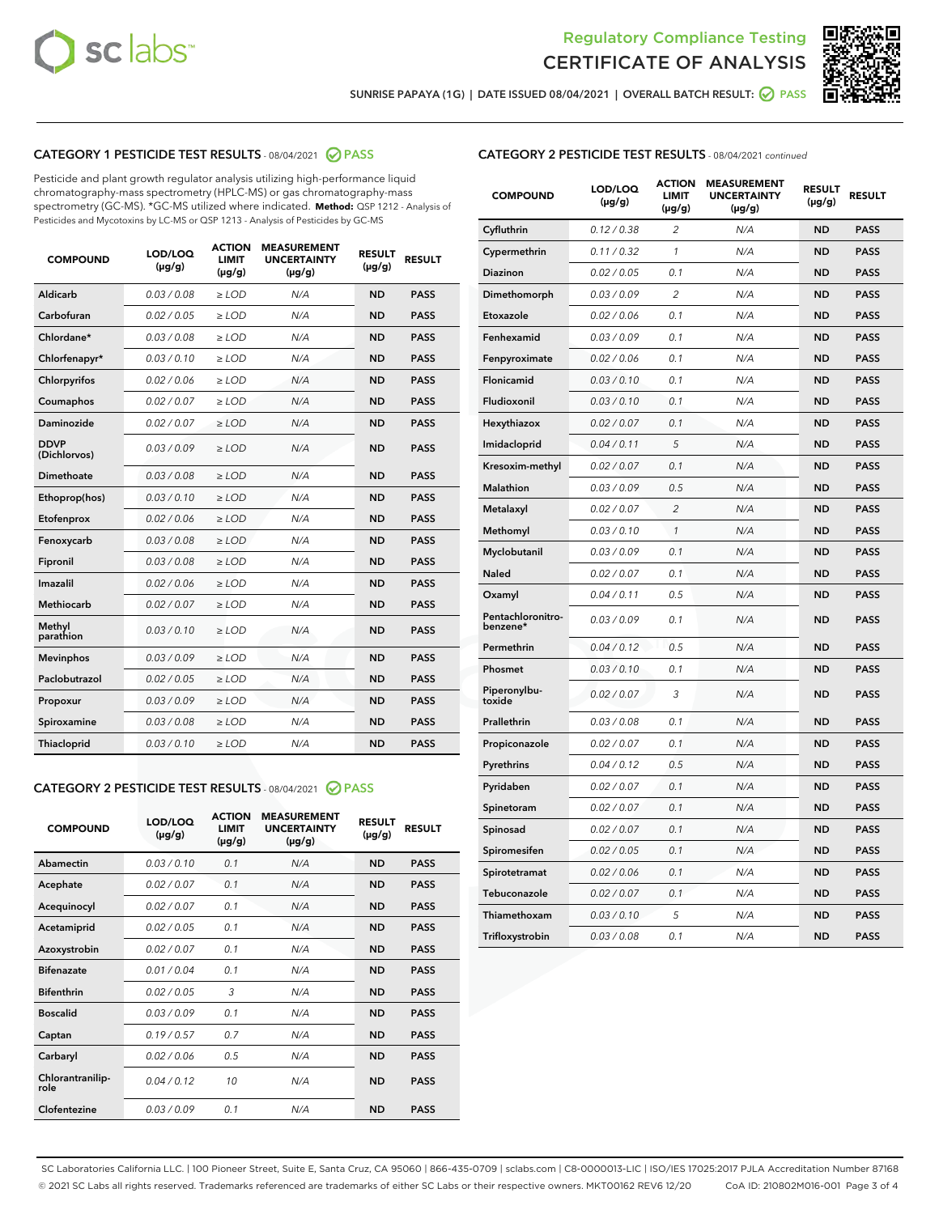Regulatory Compliance Testing
# CERTIFICATE OF ANALYSIS

SUNRISE PAPAYA (1G) | DATE ISSUED 08/04/2021 | OVERALL BATCH RESULT: PASS

## CATEGORY 1 PESTICIDE TEST RESULTS - 08/04/2021 PASS

Pesticide and plant growth regulator analysis utilizing high-performance liquid chromatography-mass spectrometry (HPLC-MS) or gas chromatography-mass spectrometry (GC-MS). *GC-MS utilized where indicated. **Method:** QSP 1212 - Analysis of Pesticides and Mycotoxins by LC-MS or QSP 1213 - Analysis of Pesticides by GC-MS

| COMPOUND | LOD/LOQ (µg/g) | ACTION LIMIT (µg/g) | MEASUREMENT UNCERTAINTY (µg/g) | RESULT (µg/g) | RESULT |
|---|---|---|---|---|---|
| Aldicarb | 0.03 / 0.08 | ≥ LOD | N/A | ND | PASS |
| Carbofuran | 0.02 / 0.05 | ≥ LOD | N/A | ND | PASS |
| Chlordane* | 0.03 / 0.08 | ≥ LOD | N/A | ND | PASS |
| Chlorfenapyr* | 0.03 / 0.10 | ≥ LOD | N/A | ND | PASS |
| Chlorpyrifos | 0.02 / 0.06 | ≥ LOD | N/A | ND | PASS |
| Coumaphos | 0.02 / 0.07 | ≥ LOD | N/A | ND | PASS |
| Daminozide | 0.02 / 0.07 | ≥ LOD | N/A | ND | PASS |
| DDVP (Dichlorvos) | 0.03 / 0.09 | ≥ LOD | N/A | ND | PASS |
| Dimethoate | 0.03 / 0.08 | ≥ LOD | N/A | ND | PASS |
| Ethoprop(hos) | 0.03 / 0.10 | ≥ LOD | N/A | ND | PASS |
| Etofenprox | 0.02 / 0.06 | ≥ LOD | N/A | ND | PASS |
| Fenoxycarb | 0.03 / 0.08 | ≥ LOD | N/A | ND | PASS |
| Fipronil | 0.03 / 0.08 | ≥ LOD | N/A | ND | PASS |
| Imazalil | 0.02 / 0.06 | ≥ LOD | N/A | ND | PASS |
| Methiocarb | 0.02 / 0.07 | ≥ LOD | N/A | ND | PASS |
| Methyl parathion | 0.03 / 0.10 | ≥ LOD | N/A | ND | PASS |
| Mevinphos | 0.03 / 0.09 | ≥ LOD | N/A | ND | PASS |
| Paclobutrazol | 0.02 / 0.05 | ≥ LOD | N/A | ND | PASS |
| Propoxur | 0.03 / 0.09 | ≥ LOD | N/A | ND | PASS |
| Spiroxamine | 0.03 / 0.08 | ≥ LOD | N/A | ND | PASS |
| Thiacloprid | 0.03 / 0.10 | ≥ LOD | N/A | ND | PASS |

## CATEGORY 2 PESTICIDE TEST RESULTS - 08/04/2021 PASS

| COMPOUND | LOD/LOQ (µg/g) | ACTION LIMIT (µg/g) | MEASUREMENT UNCERTAINTY (µg/g) | RESULT (µg/g) | RESULT |
|---|---|---|---|---|---|
| Abamectin | 0.03 / 0.10 | 0.1 | N/A | ND | PASS |
| Acephate | 0.02 / 0.07 | 0.1 | N/A | ND | PASS |
| Acequinocyl | 0.02 / 0.07 | 0.1 | N/A | ND | PASS |
| Acetamiprid | 0.02 / 0.05 | 0.1 | N/A | ND | PASS |
| Azoxystrobin | 0.02 / 0.07 | 0.1 | N/A | ND | PASS |
| Bifenazate | 0.01 / 0.04 | 0.1 | N/A | ND | PASS |
| Bifenthrin | 0.02 / 0.05 | 3 | N/A | ND | PASS |
| Boscalid | 0.03 / 0.09 | 0.1 | N/A | ND | PASS |
| Captan | 0.19 / 0.57 | 0.7 | N/A | ND | PASS |
| Carbaryl | 0.02 / 0.06 | 0.5 | N/A | ND | PASS |
| Chlorantraniliprole | 0.04 / 0.12 | 10 | N/A | ND | PASS |
| Clofentezine | 0.03 / 0.09 | 0.1 | N/A | ND | PASS |
| Cyfluthrin | 0.12 / 0.38 | 2 | N/A | ND | PASS |
| Cypermethrin | 0.11 / 0.32 | 1 | N/A | ND | PASS |
| Diazinon | 0.02 / 0.05 | 0.1 | N/A | ND | PASS |
| Dimethomorph | 0.03 / 0.09 | 2 | N/A | ND | PASS |
| Etoxazole | 0.02 / 0.06 | 0.1 | N/A | ND | PASS |
| Fenhexamid | 0.03 / 0.09 | 0.1 | N/A | ND | PASS |
| Fenpyroximate | 0.02 / 0.06 | 0.1 | N/A | ND | PASS |
| Flonicamid | 0.03 / 0.10 | 0.1 | N/A | ND | PASS |
| Fludioxonil | 0.03 / 0.10 | 0.1 | N/A | ND | PASS |
| Hexythiazox | 0.02 / 0.07 | 0.1 | N/A | ND | PASS |
| Imidacloprid | 0.04 / 0.11 | 5 | N/A | ND | PASS |
| Kresoxim-methyl | 0.02 / 0.07 | 0.1 | N/A | ND | PASS |
| Malathion | 0.03 / 0.09 | 0.5 | N/A | ND | PASS |
| Metalaxyl | 0.02 / 0.07 | 2 | N/A | ND | PASS |
| Methomyl | 0.03 / 0.10 | 1 | N/A | ND | PASS |
| Myclobutanil | 0.03 / 0.09 | 0.1 | N/A | ND | PASS |
| Naled | 0.02 / 0.07 | 0.1 | N/A | ND | PASS |
| Oxamyl | 0.04 / 0.11 | 0.5 | N/A | ND | PASS |
| Pentachloronitrobenzene* | 0.03 / 0.09 | 0.1 | N/A | ND | PASS |
| Permethrin | 0.04 / 0.12 | 0.5 | N/A | ND | PASS |
| Phosmet | 0.03 / 0.10 | 0.1 | N/A | ND | PASS |
| Piperonylbutoxide | 0.02 / 0.07 | 3 | N/A | ND | PASS |
| Prallethrin | 0.03 / 0.08 | 0.1 | N/A | ND | PASS |
| Propiconazole | 0.02 / 0.07 | 0.1 | N/A | ND | PASS |
| Pyrethrins | 0.04 / 0.12 | 0.5 | N/A | ND | PASS |
| Pyridaben | 0.02 / 0.07 | 0.1 | N/A | ND | PASS |
| Spinetoram | 0.02 / 0.07 | 0.1 | N/A | ND | PASS |
| Spinosad | 0.02 / 0.07 | 0.1 | N/A | ND | PASS |
| Spiromesifen | 0.02 / 0.05 | 0.1 | N/A | ND | PASS |
| Spirotetramat | 0.02 / 0.06 | 0.1 | N/A | ND | PASS |
| Tebuconazole | 0.02 / 0.07 | 0.1 | N/A | ND | PASS |
| Thiamethoxam | 0.03 / 0.10 | 5 | N/A | ND | PASS |
| Trifloxystrobin | 0.03 / 0.08 | 0.1 | N/A | ND | PASS |

SC Laboratories California LLC. | 100 Pioneer Street, Suite E, Santa Cruz, CA 95060 | 866-435-0709 | sclabs.com | C8-0000013-LIC | ISO/IES 17025:2017 PJLA Accreditation Number 87168
© 2021 SC Labs all rights reserved. Trademarks referenced are trademarks of either SC Labs or their respective owners. MKT00162 REV6 12/20 CoA ID: 210802M016-001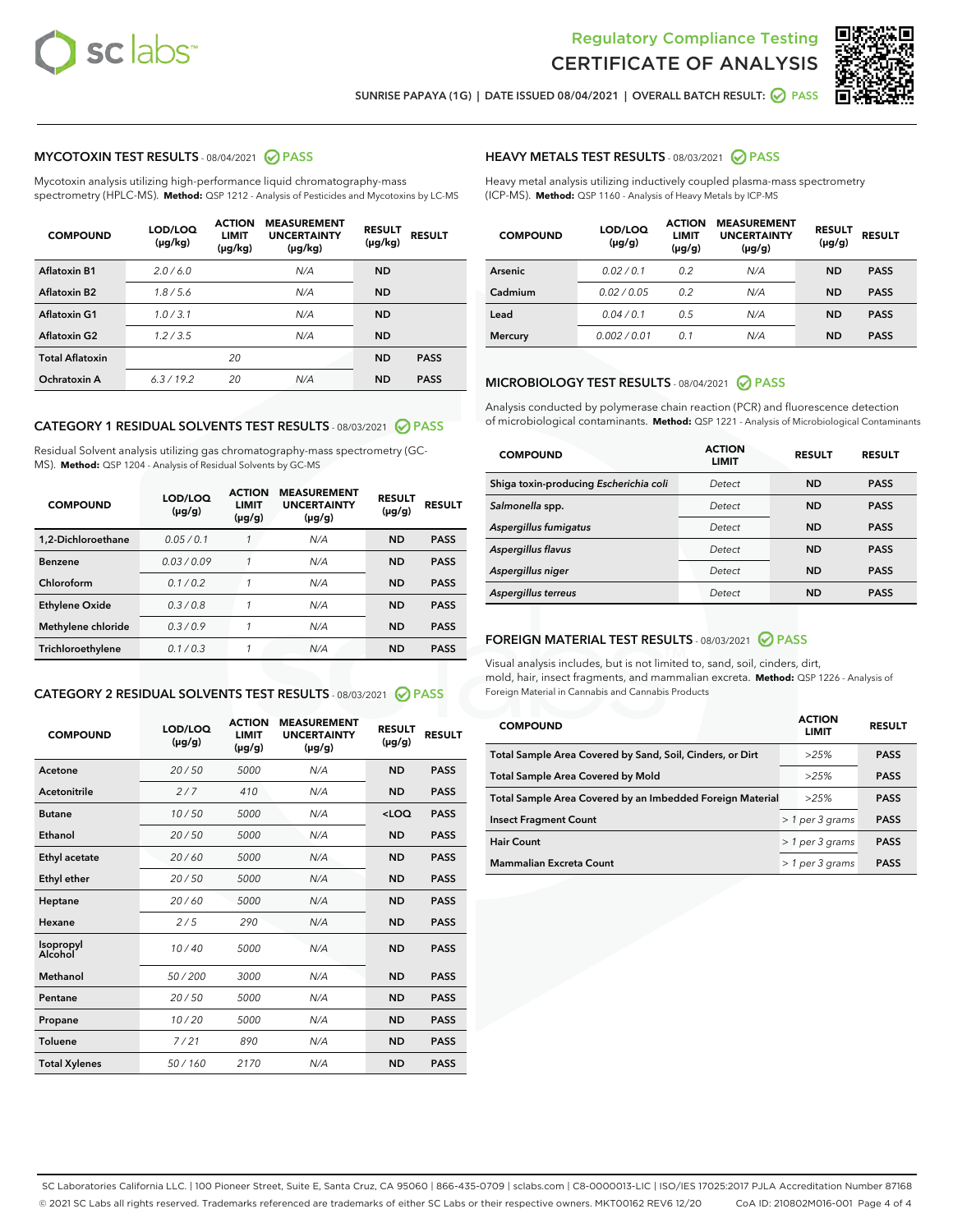Regulatory Compliance Testing

# CERTIFICATE OF ANALYSIS

SUNRISE PAPAYA (1G) | DATE ISSUED 08/04/2021 | OVERALL BATCH RESULT: PASS

## MYCOTOXIN TEST RESULTS - 08/04/2021 PASS

Mycotoxin analysis utilizing high-performance liquid chromatography-mass spectrometry (HPLC-MS). **Method:** QSP 1212 - Analysis of Pesticides and Mycotoxins by LC-MS

| COMPOUND | LOD/LOQ (µg/kg) | ACTION LIMIT (µg/kg) | MEASUREMENT UNCERTAINTY (µg/kg) | RESULT (µg/kg) | RESULT |
|---|---|---|---|---|---|
| Aflatoxin B1 | 2.0 / 6.0 | | N/A | ND | |
| Aflatoxin B2 | 1.8 / 5.6 | | N/A | ND | |
| Aflatoxin G1 | 1.0 / 3.1 | | N/A | ND | |
| Aflatoxin G2 | 1.2 / 3.5 | | N/A | ND | |
| Total Aflatoxin | | 20 | | ND | PASS |
| Ochratoxin A | 6.3 / 19.2 | 20 | N/A | ND | PASS |

## CATEGORY 1 RESIDUAL SOLVENTS TEST RESULTS - 08/03/2021 PASS

Residual Solvent analysis utilizing gas chromatography-mass spectrometry (GC-MS). **Method:** QSP 1204 - Analysis of Residual Solvents by GC-MS

| COMPOUND | LOD/LOQ (µg/g) | ACTION LIMIT (µg/g) | MEASUREMENT UNCERTAINTY (µg/g) | RESULT (µg/g) | RESULT |
|---|---|---|---|---|---|
| 1,2-Dichloroethane | 0.05 / 0.1 | 1 | N/A | ND | PASS |
| Benzene | 0.03 / 0.09 | 1 | N/A | ND | PASS |
| Chloroform | 0.1 / 0.2 | 1 | N/A | ND | PASS |
| Ethylene Oxide | 0.3 / 0.8 | 1 | N/A | ND | PASS |
| Methylene chloride | 0.3 / 0.9 | 1 | N/A | ND | PASS |
| Trichloroethylene | 0.1 / 0.3 | 1 | N/A | ND | PASS |

## CATEGORY 2 RESIDUAL SOLVENTS TEST RESULTS - 08/03/2021 PASS

| COMPOUND | LOD/LOQ (µg/g) | ACTION LIMIT (µg/g) | MEASUREMENT UNCERTAINTY (µg/g) | RESULT (µg/g) | RESULT |
|---|---|---|---|---|---|
| Acetone | 20 / 50 | 5000 | N/A | ND | PASS |
| Acetonitrile | 2 / 7 | 410 | N/A | ND | PASS |
| Butane | 10 / 50 | 5000 | N/A | <LOQ | PASS |
| Ethanol | 20 / 50 | 5000 | N/A | ND | PASS |
| Ethyl acetate | 20 / 60 | 5000 | N/A | ND | PASS |
| Ethyl ether | 20 / 50 | 5000 | N/A | ND | PASS |
| Heptane | 20 / 60 | 5000 | N/A | ND | PASS |
| Hexane | 2 / 5 | 290 | N/A | ND | PASS |
| Isopropyl Alcohol | 10 / 40 | 5000 | N/A | ND | PASS |
| Methanol | 50 / 200 | 3000 | N/A | ND | PASS |
| Pentane | 20 / 50 | 5000 | N/A | ND | PASS |
| Propane | 10 / 20 | 5000 | N/A | ND | PASS |
| Toluene | 7 / 21 | 890 | N/A | ND | PASS |
| Total Xylenes | 50 / 160 | 2170 | N/A | ND | PASS |

## HEAVY METALS TEST RESULTS - 08/03/2021 PASS

Heavy metal analysis utilizing inductively coupled plasma-mass spectrometry (ICP-MS). **Method:** QSP 1160 - Analysis of Heavy Metals by ICP-MS

| COMPOUND | LOD/LOQ (µg/g) | ACTION LIMIT (µg/g) | MEASUREMENT UNCERTAINTY (µg/g) | RESULT (µg/g) | RESULT |
|---|---|---|---|---|---|
| Arsenic | 0.02 / 0.1 | 0.2 | N/A | ND | PASS |
| Cadmium | 0.02 / 0.05 | 0.2 | N/A | ND | PASS |
| Lead | 0.04 / 0.1 | 0.5 | N/A | ND | PASS |
| Mercury | 0.002 / 0.01 | 0.1 | N/A | ND | PASS |

## MICROBIOLOGY TEST RESULTS - 08/04/2021 PASS

Analysis conducted by polymerase chain reaction (PCR) and fluorescence detection of microbiological contaminants. **Method:** QSP 1221 - Analysis of Microbiological Contaminants

| COMPOUND | ACTION LIMIT | RESULT | RESULT |
|---|---|---|---|
| Shiga toxin-producing *Escherichia coli* | Detect | ND | PASS |
| *Salmonella* spp. | Detect | ND | PASS |
| *Aspergillus fumigatus* | Detect | ND | PASS |
| *Aspergillus flavus* | Detect | ND | PASS |
| *Aspergillus niger* | Detect | ND | PASS |
| *Aspergillus terreus* | Detect | ND | PASS |

## FOREIGN MATERIAL TEST RESULTS - 08/03/2021 PASS

Visual analysis includes, but is not limited to, sand, soil, cinders, dirt, mold, hair, insect fragments, and mammalian excreta. **Method:** QSP 1226 - Analysis of Foreign Material in Cannabis and Cannabis Products

| COMPOUND | ACTION LIMIT | RESULT |
|---|---|---|
| Total Sample Area Covered by Sand, Soil, Cinders, or Dirt | >25% | PASS |
| Total Sample Area Covered by Mold | >25% | PASS |
| Total Sample Area Covered by an Imbedded Foreign Material | >25% | PASS |
| Insect Fragment Count | > 1 per 3 grams | PASS |
| Hair Count | > 1 per 3 grams | PASS |
| Mammalian Excreta Count | > 1 per 3 grams | PASS |

SC Laboratories California LLC. | 100 Pioneer Street, Suite E, Santa Cruz, CA 95060 | 866-435-0709 | sclabs.com | C8-0000013-LIC | ISO/IES 17025:2017 PJLA Accreditation Number 87168
© 2021 SC Labs all rights reserved. Trademarks referenced are trademarks of either SC Labs or their respective owners. MKT00162 REV6 12/20 CoA ID: 210802M016-001